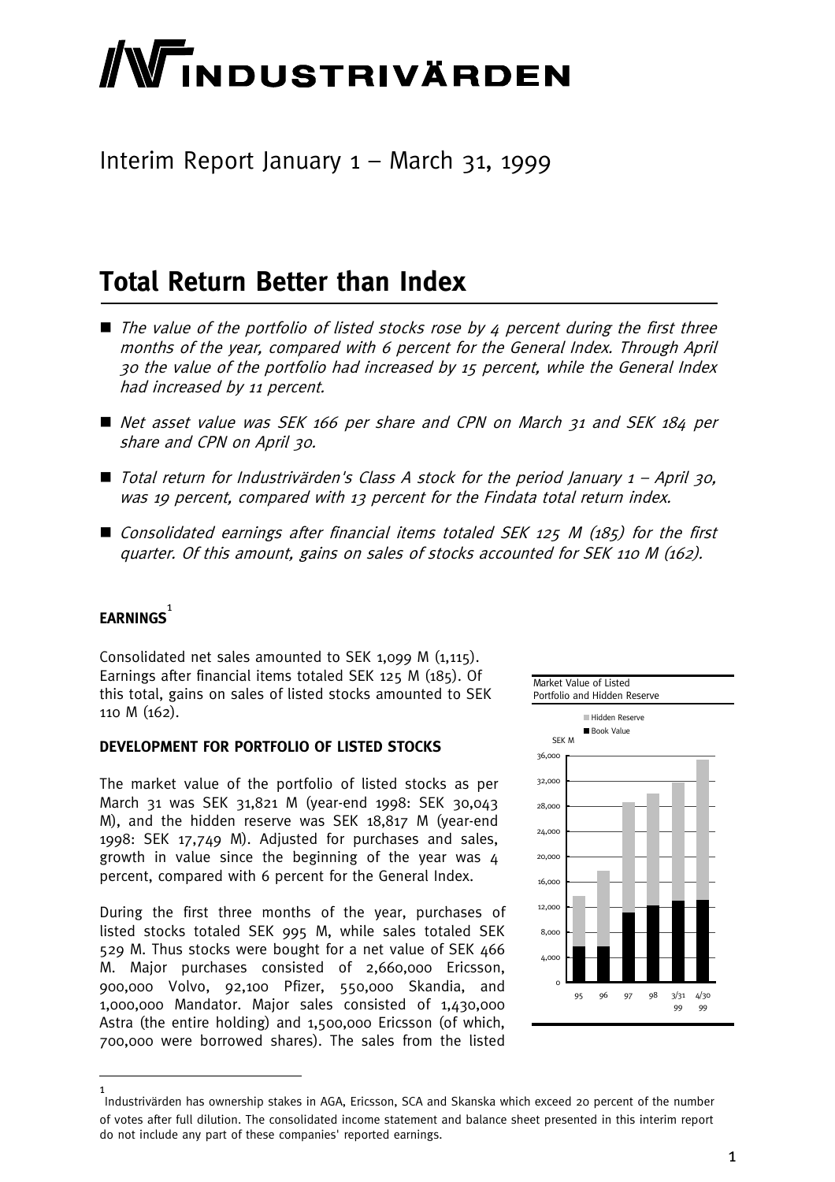# INDUSTRIVÄRDEN

Interim Report January 1 – March 31, 1999

## Total Return Better than Index

- *The value of the portfolio of listed stocks rose by 4 percent during the first three months of the year, compared with 6 percent for the General Index. Through April 30 the value of the portfolio had increased by 15 percent, while the General Index had increased by 11 percent.*
- *Net asset value was SEK 166 per share and CPN on March 31 and SEK 184 per share and CPN on April 30.*
- *Total return for Industrivärden's Class A stock for the period January 1 – April 30, was 19 percent, compared with 13 percent for the Findata total return index.*
- *Consolidated earnings after financial items totaled SEK 125 M (185) for the first quarter. Of this amount, gains on sales of stocks accounted for SEK 110 M (162).*

### EARNINGS[1]

Consolidated net sales amounted to SEK 1,099 M (1,115). Earnings after financial items totaled SEK 125 M (185). Of this total, gains on sales of listed stocks amounted to SEK 110 M (162).

### DEVELOPMENT FOR PORTFOLIO OF LISTED STOCKS

The market value of the portfolio of listed stocks as per March 31 was SEK 31,821 M (year-end 1998: SEK 30,043 M), and the hidden reserve was SEK 18,817 M (year-end 1998: SEK 17,749 M). Adjusted for purchases and sales, growth in value since the beginning of the year was 4 percent, compared with 6 percent for the General Index.

During the first three months of the year, purchases of listed stocks totaled SEK 995 M, while sales totaled SEK 529 M. Thus stocks were bought for a net value of SEK 466 M. Major purchases consisted of 2,660,000 Ericsson, 900,000 Volvo, 92,100 Pfizer, 550,000 Skandia, and 1,000,000 Mandator. Major sales consisted of 1,430,000 Astra (the entire holding) and 1,500,000 Ericsson (of which, 700,000 were borrowed shares). The sales from the listed

Market Value of Listed Portfolio and Hidden Reserve

[1] Industrivärden has ownership stakes in AGA, Ericsson, SCA and Skanska which exceed 20 percent of the number of votes after full dilution. The consolidated income statement and balance sheet presented in this interim report do not include any part of these companies' reported earnings.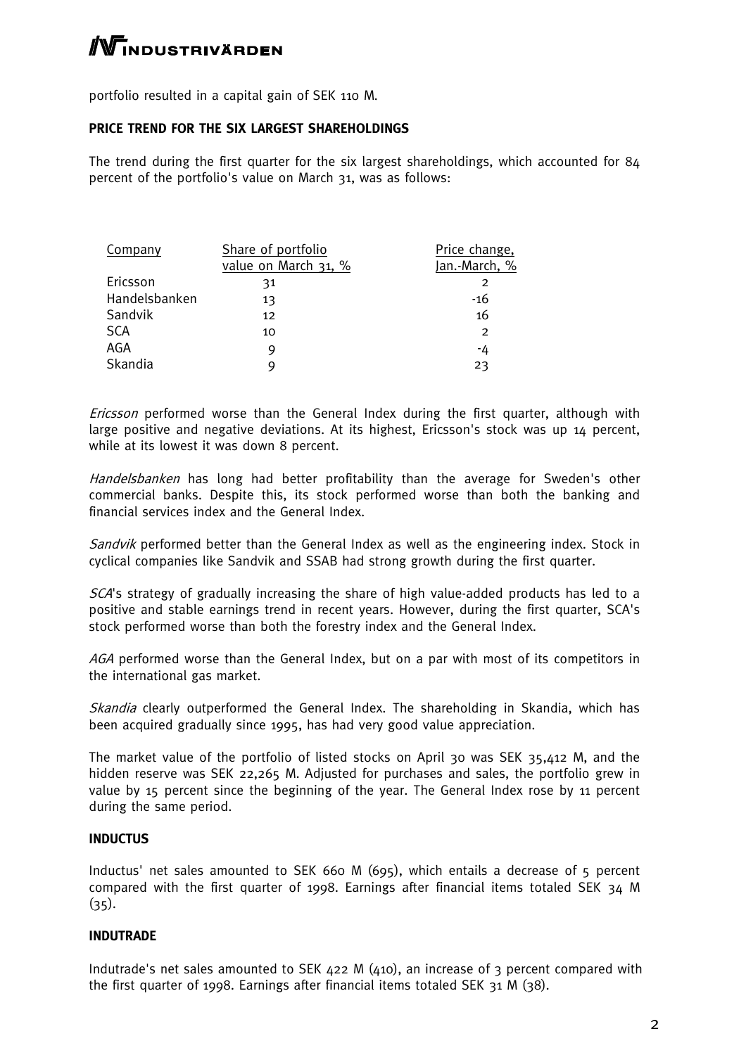portfolio resulted in a capital gain of SEK 110 M.

## PRICE TREND FOR THE SIX LARGEST SHAREHOLDINGS

The trend during the first quarter for the six largest shareholdings, which accounted for 84 percent of the portfolio's value on March 31, was as follows:

| Company | Share of portfolio value on March 31, % | Price change, Jan.-March, % |
|---|---|---|
| Ericsson | 31 | 2 |
| Handelsbanken | 13 | -16 |
| Sandvik | 12 | 16 |
| SCA | 10 | 2 |
| AGA | 9 | -4 |
| Skandia | 9 | 23 |

*Ericsson* performed worse than the General Index during the first quarter, although with large positive and negative deviations. At its highest, Ericsson's stock was up 14 percent, while at its lowest it was down 8 percent.

*Handelsbanken* has long had better profitability than the average for Sweden's other commercial banks. Despite this, its stock performed worse than both the banking and financial services index and the General Index.

*Sandvik* performed better than the General Index as well as the engineering index. Stock in cyclical companies like Sandvik and SSAB had strong growth during the first quarter.

*SCA*'s strategy of gradually increasing the share of high value-added products has led to a positive and stable earnings trend in recent years. However, during the first quarter, SCA's stock performed worse than both the forestry index and the General Index.

*AGA* performed worse than the General Index, but on a par with most of its competitors in the international gas market.

*Skandia* clearly outperformed the General Index. The shareholding in Skandia, which has been acquired gradually since 1995, has had very good value appreciation.

The market value of the portfolio of listed stocks on April 30 was SEK 35,412 M, and the hidden reserve was SEK 22,265 M. Adjusted for purchases and sales, the portfolio grew in value by 15 percent since the beginning of the year. The General Index rose by 11 percent during the same period.

## INDUCTUS

Inductus' net sales amounted to SEK 660 M (695), which entails a decrease of 5 percent compared with the first quarter of 1998. Earnings after financial items totaled SEK 34 M (35).

## INDUTRADE

Indutrade's net sales amounted to SEK 422 M (410), an increase of 3 percent compared with the first quarter of 1998. Earnings after financial items totaled SEK 31 M (38).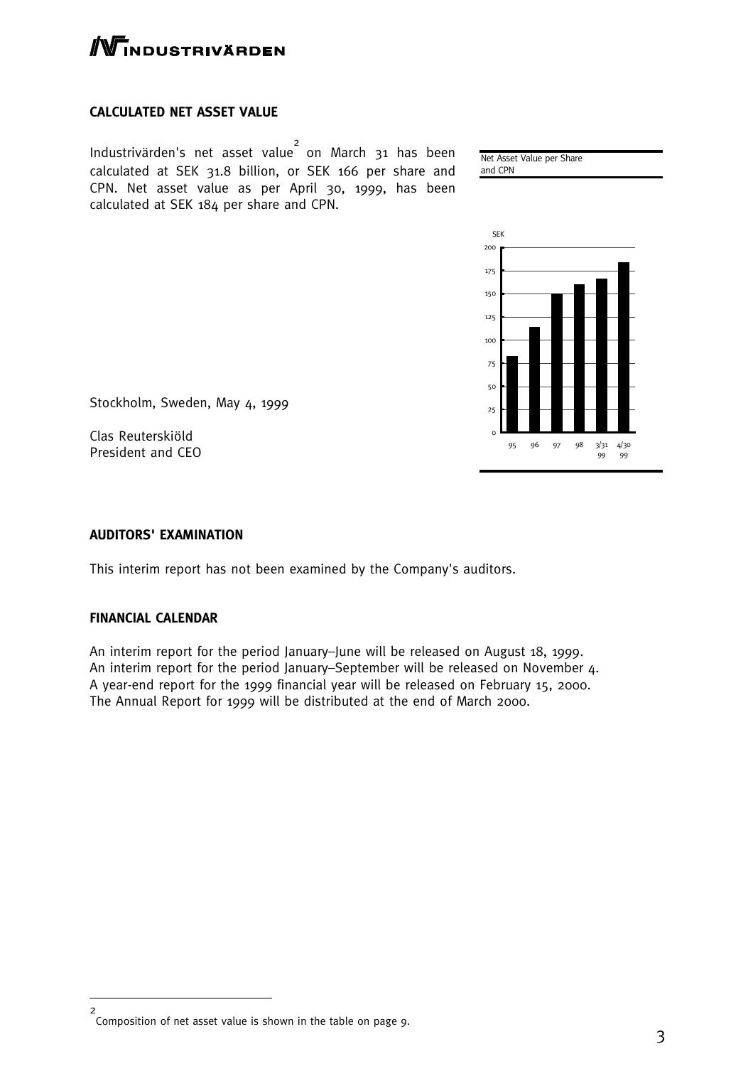## CALCULATED NET ASSET VALUE

Industrivärden's net asset value[2] on March 31 has been calculated at SEK 31.8 billion, or SEK 166 per share and CPN. Net asset value as per April 30, 1999, has been calculated at SEK 184 per share and CPN.

Net Asset Value per Share and CPN

Stockholm, Sweden, May 4, 1999

Clas Reuterskiöld
President and CEO

## AUDITORS' EXAMINATION

This interim report has not been examined by the Company's auditors.

## FINANCIAL CALENDAR

An interim report for the period January–June will be released on August 18, 1999.
An interim report for the period January–September will be released on November 4.
A year-end report for the 1999 financial year will be released on February 15, 2000.
The Annual Report for 1999 will be distributed at the end of March 2000.

[2] Composition of net asset value is shown in the table on page 9.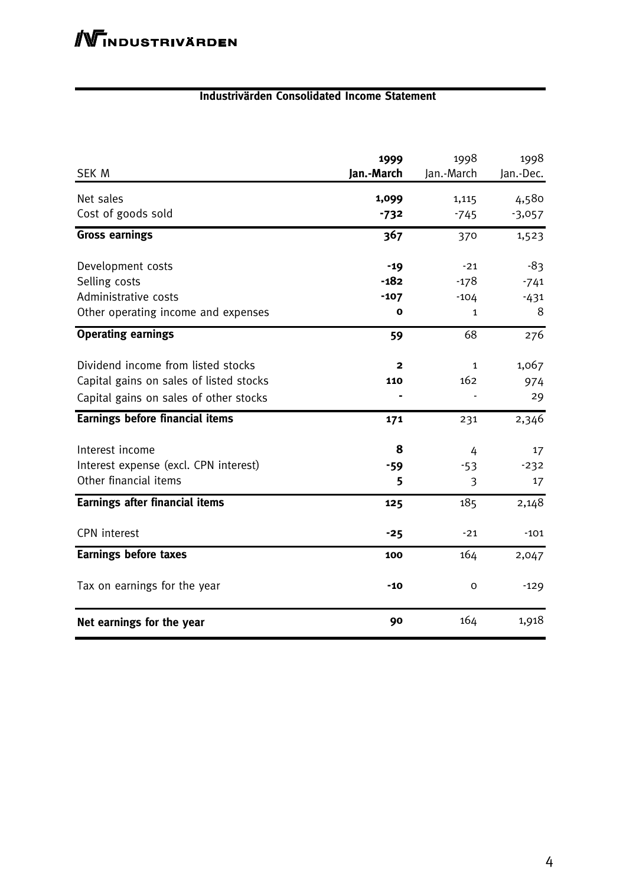## Industrivärden Consolidated Income Statement

| SEK M | **1999 Jan.-March** | 1998 Jan.-March | 1998 Jan.-Dec. |
|---|---|---|---|
| Net sales | **1,099** | 1,115 | 4,580 |
| Cost of goods sold | **-732** | -745 | -3,057 |
| **Gross earnings** | **367** | 370 | 1,523 |
| Development costs | **-19** | -21 | -83 |
| Selling costs | **-182** | -178 | -741 |
| Administrative costs | **-107** | -104 | -431 |
| Other operating income and expenses | **0** | 1 | 8 |
| **Operating earnings** | **59** | 68 | 276 |
| Dividend income from listed stocks | **2** | 1 | 1,067 |
| Capital gains on sales of listed stocks | **110** | 162 | 974 |
| Capital gains on sales of other stocks | **-** | - | 29 |
| **Earnings before financial items** | **171** | 231 | 2,346 |
| Interest income | **8** | 4 | 17 |
| Interest expense (excl. CPN interest) | **-59** | -53 | -232 |
| Other financial items | **5** | 3 | 17 |
| **Earnings after financial items** | **125** | 185 | 2,148 |
| CPN interest | **-25** | -21 | -101 |
| **Earnings before taxes** | **100** | 164 | 2,047 |
| Tax on earnings for the year | **-10** | 0 | -129 |
| **Net earnings for the year** | **90** | 164 | 1,918 |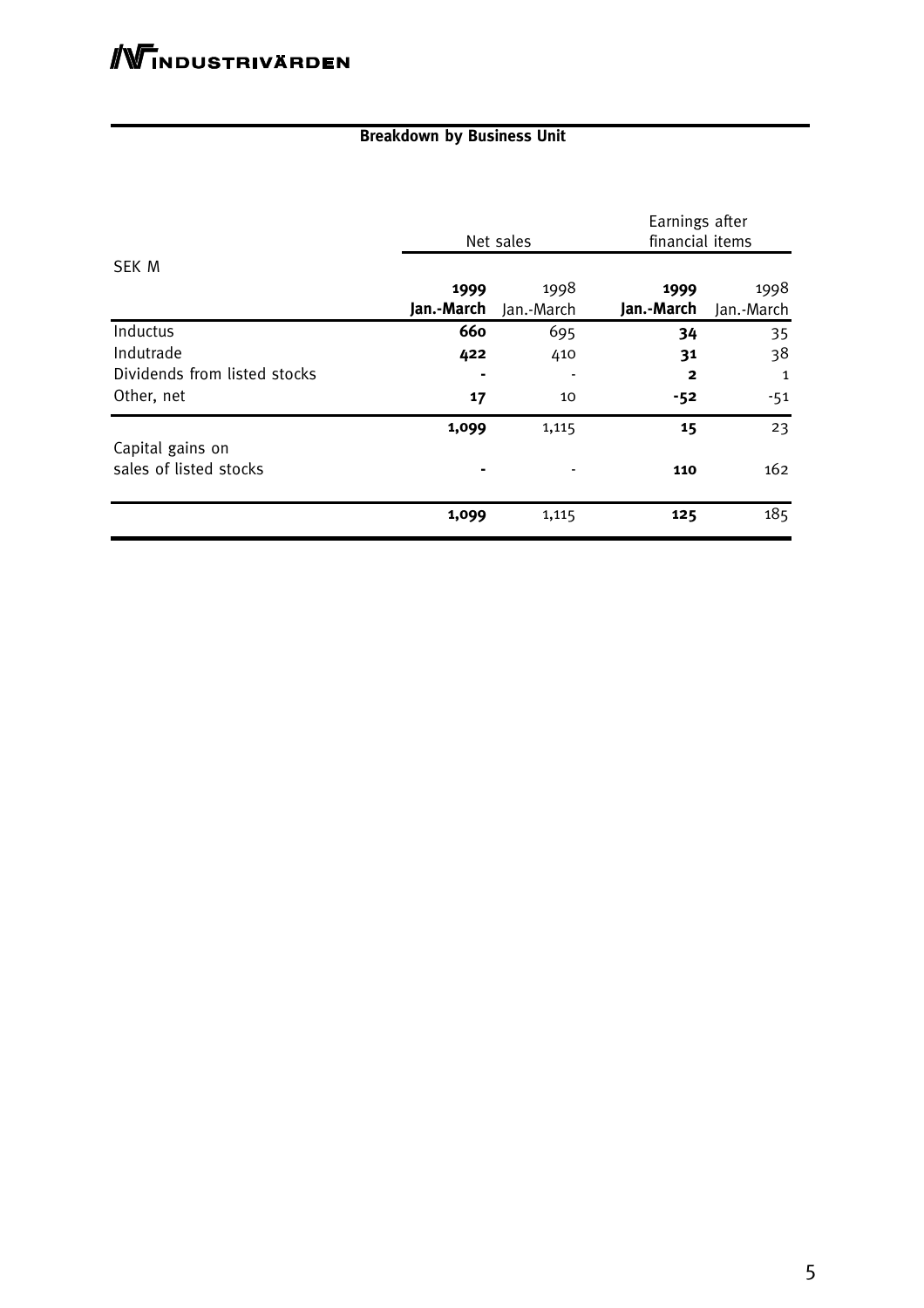## Breakdown by Business Unit

| SEK M | Net sales | | Earnings after financial items | |
|---|---|---|---|---|
| | **1999 Jan.-March** | 1998 Jan.-March | **1999 Jan.-March** | 1998 Jan.-March |
| Inductus | **660** | 695 | **34** | 35 |
| Indutrade | **422** | 410 | **31** | 38 |
| Dividends from listed stocks | **-** | - | **2** | 1 |
| Other, net | **17** | 10 | **-52** | -51 |
| | **1,099** | 1,115 | **15** | 23 |
| Capital gains on sales of listed stocks | **-** | - | **110** | 162 |
| | **1,099** | 1,115 | **125** | 185 |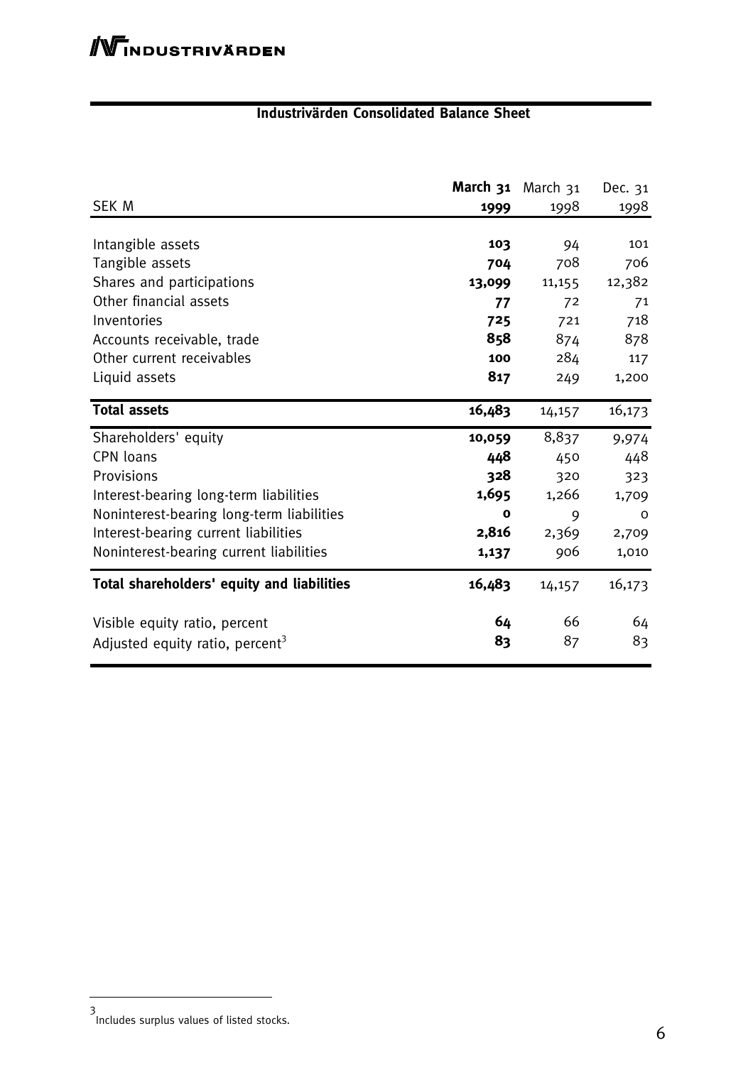## Industrivärden Consolidated Balance Sheet

| SEK M | **March 31 1999** | March 31 1998 | Dec. 31 1998 |
|---|---|---|---|
| Intangible assets | **103** | 94 | 101 |
| Tangible assets | **704** | 708 | 706 |
| Shares and participations | **13,099** | 11,155 | 12,382 |
| Other financial assets | **77** | 72 | 71 |
| Inventories | **725** | 721 | 718 |
| Accounts receivable, trade | **858** | 874 | 878 |
| Other current receivables | **100** | 284 | 117 |
| Liquid assets | **817** | 249 | 1,200 |
| **Total assets** | **16,483** | 14,157 | 16,173 |
| Shareholders' equity | **10,059** | 8,837 | 9,974 |
| CPN loans | **448** | 450 | 448 |
| Provisions | **328** | 320 | 323 |
| Interest-bearing long-term liabilities | **1,695** | 1,266 | 1,709 |
| Noninterest-bearing long-term liabilities | **0** | 9 | 0 |
| Interest-bearing current liabilities | **2,816** | 2,369 | 2,709 |
| Noninterest-bearing current liabilities | **1,137** | 906 | 1,010 |
| **Total shareholders' equity and liabilities** | **16,483** | 14,157 | 16,173 |
| Visible equity ratio, percent | **64** | 66 | 64 |
| Adjusted equity ratio, percent[3] | **83** | 87 | 83 |

[3] Includes surplus values of listed stocks.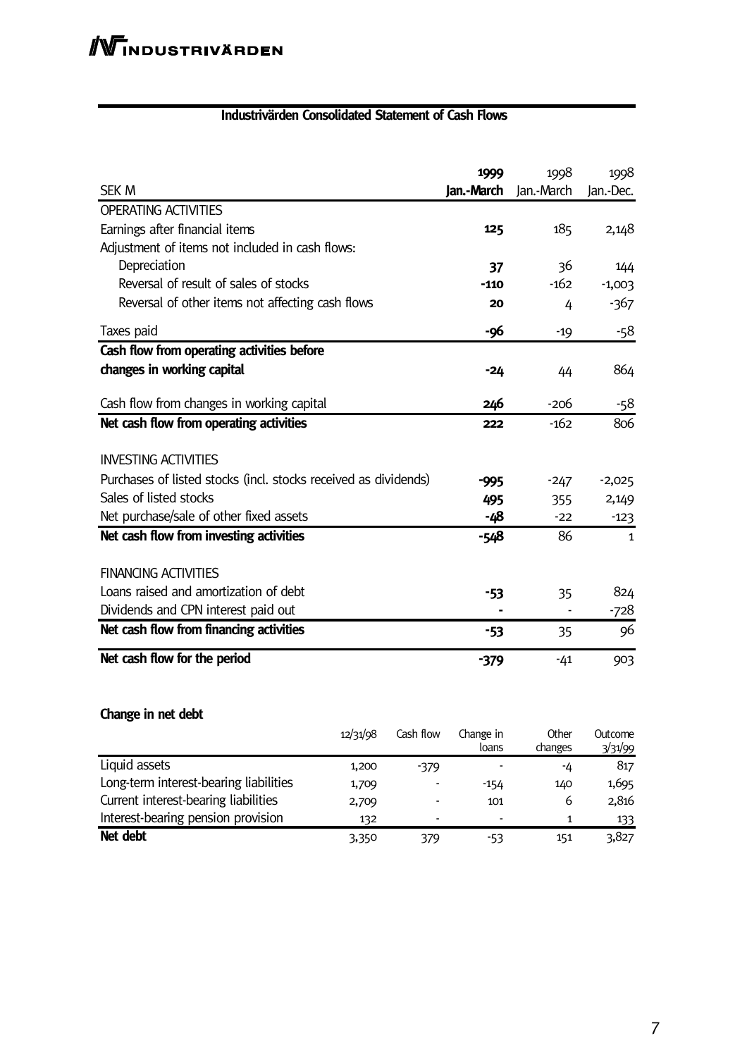## Industrivärden Consolidated Statement of Cash Flows

| SEK M | 1999 Jan.-March | 1998 Jan.-March | 1998 Jan.-Dec. |
|---|---|---|---|
| OPERATING ACTIVITIES | | | |
| Earnings after financial items | **125** | 185 | 2,148 |
| Adjustment of items not included in cash flows: | | | |
| Depreciation | **37** | 36 | 144 |
| Reversal of result of sales of stocks | **-110** | -162 | -1,003 |
| Reversal of other items not affecting cash flows | **20** | 4 | -367 |
| Taxes paid | **-96** | -19 | -58 |
| **Cash flow from operating activities before changes in working capital** | **-24** | 44 | 864 |
| Cash flow from changes in working capital | **246** | -206 | -58 |
| **Net cash flow from operating activities** | **222** | -162 | 806 |
| INVESTING ACTIVITIES | | | |
| Purchases of listed stocks (incl. stocks received as dividends) | **-995** | -247 | -2,025 |
| Sales of listed stocks | **495** | 355 | 2,149 |
| Net purchase/sale of other fixed assets | **-48** | -22 | -123 |
| **Net cash flow from investing activities** | **-548** | 86 | 1 |
| FINANCING ACTIVITIES | | | |
| Loans raised and amortization of debt | **-53** | 35 | 824 |
| Dividends and CPN interest paid out | **-** | - | -728 |
| **Net cash flow from financing activities** | **-53** | 35 | 96 |
| **Net cash flow for the period** | **-379** | -41 | 903 |

### Change in net debt

| | 12/31/98 | Cash flow | Change in loans | Other changes | Outcome 3/31/99 |
|---|---|---|---|---|---|
| Liquid assets | 1,200 | -379 | - | -4 | 817 |
| Long-term interest-bearing liabilities | 1,709 | - | -154 | 140 | 1,695 |
| Current interest-bearing liabilities | 2,709 | - | 101 | 6 | 2,816 |
| Interest-bearing pension provision | 132 | - | - | 1 | 133 |
| **Net debt** | 3,350 | 379 | -53 | 151 | 3,827 |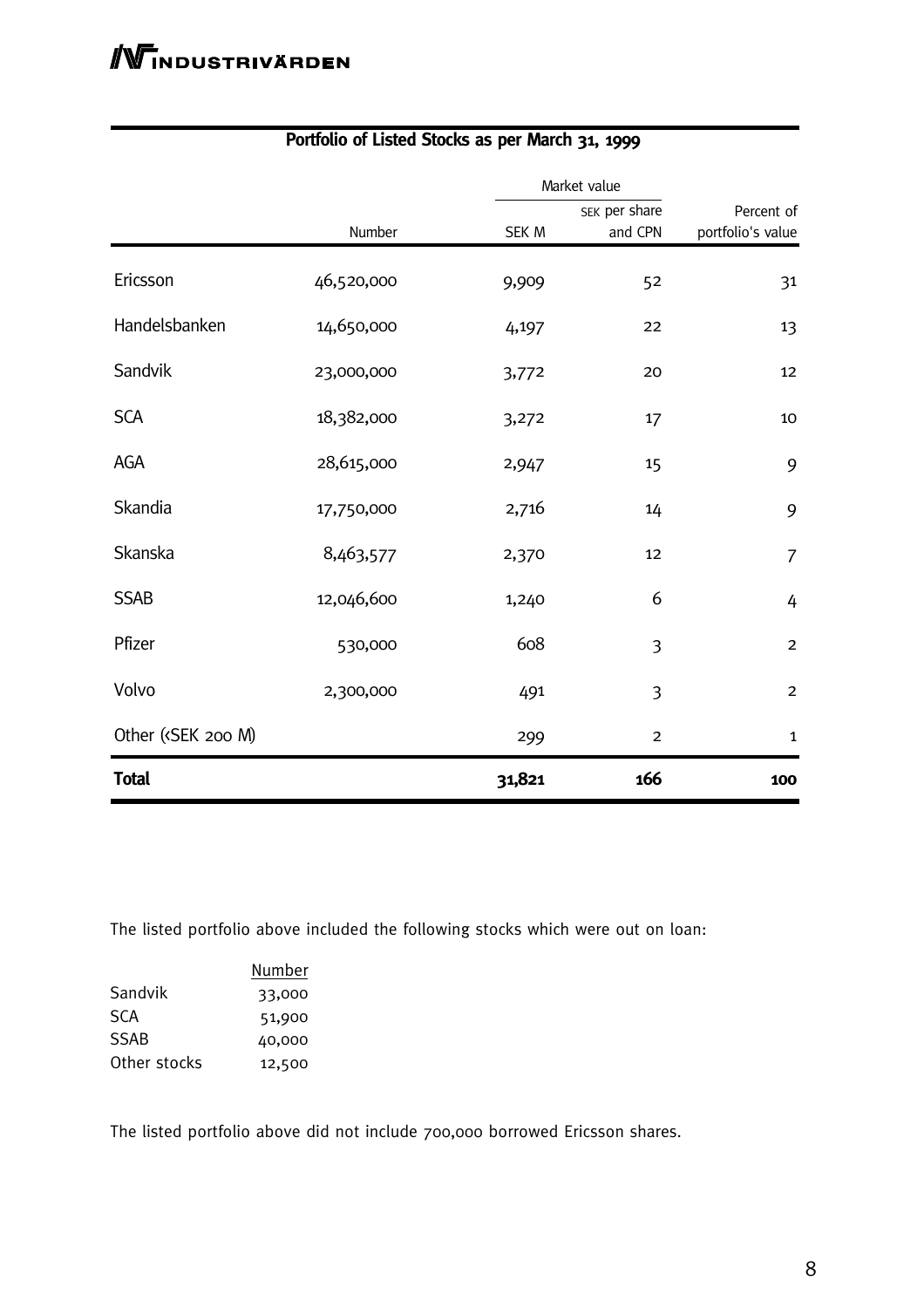## Portfolio of Listed Stocks as per March 31, 1999

| | | Market value | | |
|---|---|---|---|---|
| | Number | SEK M | SEK per share and CPN | Percent of portfolio's value |
| Ericsson | 46,520,000 | 9,909 | 52 | 31 |
| Handelsbanken | 14,650,000 | 4,197 | 22 | 13 |
| Sandvik | 23,000,000 | 3,772 | 20 | 12 |
| SCA | 18,382,000 | 3,272 | 17 | 10 |
| AGA | 28,615,000 | 2,947 | 15 | 9 |
| Skandia | 17,750,000 | 2,716 | 14 | 9 |
| Skanska | 8,463,577 | 2,370 | 12 | 7 |
| SSAB | 12,046,600 | 1,240 | 6 | 4 |
| Pfizer | 530,000 | 608 | 3 | 2 |
| Volvo | 2,300,000 | 491 | 3 | 2 |
| Other (<SEK 200 M) | | 299 | 2 | 1 |
| **Total** | | **31,821** | **166** | **100** |

The listed portfolio above included the following stocks which were out on loan:

| | Number |
|---|---|
| Sandvik | 33,000 |
| SCA | 51,900 |
| SSAB | 40,000 |
| Other stocks | 12,500 |

The listed portfolio above did not include 700,000 borrowed Ericsson shares.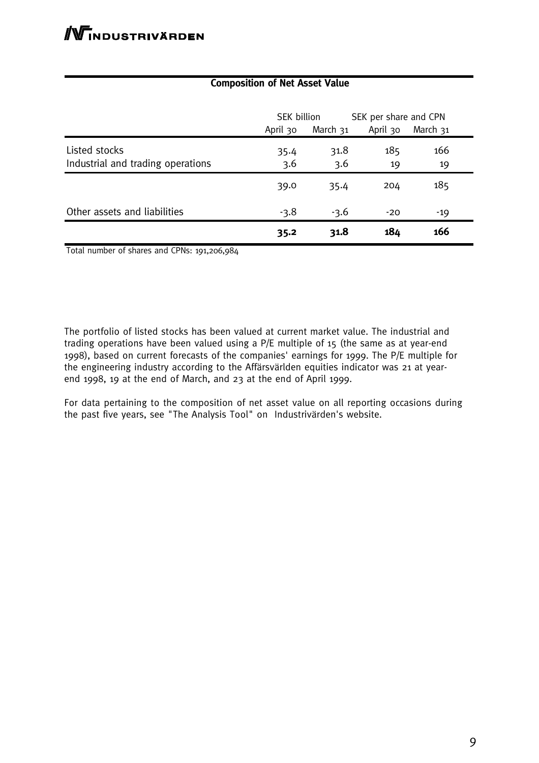### Composition of Net Asset Value

| | SEK billion | | SEK per share and CPN | |
|---|---|---|---|---|
| | April 30 | March 31 | April 30 | March 31 |
| Listed stocks | 35.4 | 31.8 | 185 | 166 |
| Industrial and trading operations | 3.6 | 3.6 | 19 | 19 |
| | 39.0 | 35.4 | 204 | 185 |
| Other assets and liabilities | -3.8 | -3.6 | -20 | -19 |
| | **35.2** | **31.8** | **184** | **166** |

Total number of shares and CPNs: 191,206,984

The portfolio of listed stocks has been valued at current market value. The industrial and trading operations have been valued using a P/E multiple of 15 (the same as at year-end 1998), based on current forecasts of the companies' earnings for 1999. The P/E multiple for the engineering industry according to the Affärsvärlden equities indicator was 21 at year-end 1998, 19 at the end of March, and 23 at the end of April 1999.

For data pertaining to the composition of net asset value on all reporting occasions during the past five years, see "The Analysis Tool" on Industrivärden's website.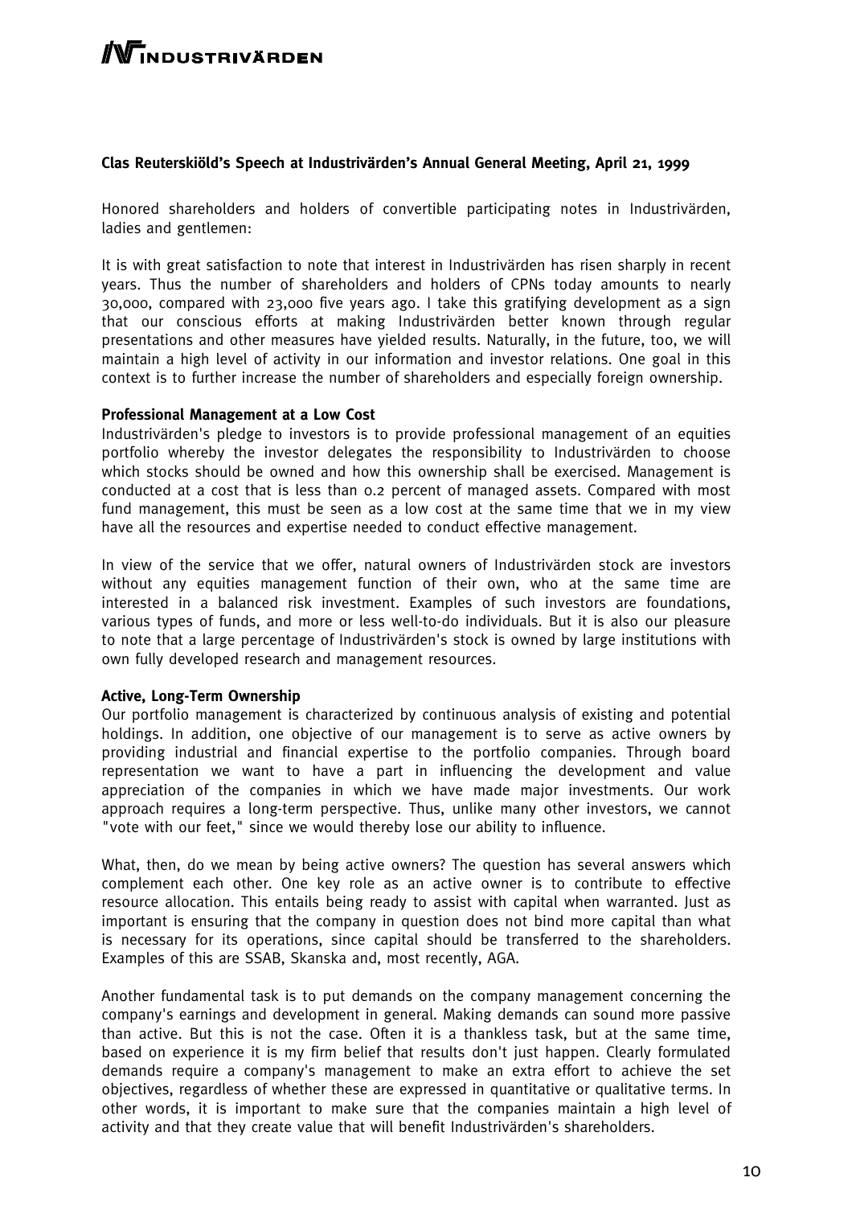## Clas Reuterskiöld's Speech at Industrivärden's Annual General Meeting, April 21, 1999

Honored shareholders and holders of convertible participating notes in Industrivärden, ladies and gentlemen:

It is with great satisfaction to note that interest in Industrivärden has risen sharply in recent years. Thus the number of shareholders and holders of CPNs today amounts to nearly 30,000, compared with 23,000 five years ago. I take this gratifying development as a sign that our conscious efforts at making Industrivärden better known through regular presentations and other measures have yielded results. Naturally, in the future, too, we will maintain a high level of activity in our information and investor relations. One goal in this context is to further increase the number of shareholders and especially foreign ownership.

### Professional Management at a Low Cost

Industrivärden's pledge to investors is to provide professional management of an equities portfolio whereby the investor delegates the responsibility to Industrivärden to choose which stocks should be owned and how this ownership shall be exercised. Management is conducted at a cost that is less than 0.2 percent of managed assets. Compared with most fund management, this must be seen as a low cost at the same time that we in my view have all the resources and expertise needed to conduct effective management.

In view of the service that we offer, natural owners of Industrivärden stock are investors without any equities management function of their own, who at the same time are interested in a balanced risk investment. Examples of such investors are foundations, various types of funds, and more or less well-to-do individuals. But it is also our pleasure to note that a large percentage of Industrivärden's stock is owned by large institutions with own fully developed research and management resources.

### Active, Long-Term Ownership

Our portfolio management is characterized by continuous analysis of existing and potential holdings. In addition, one objective of our management is to serve as active owners by providing industrial and financial expertise to the portfolio companies. Through board representation we want to have a part in influencing the development and value appreciation of the companies in which we have made major investments. Our work approach requires a long-term perspective. Thus, unlike many other investors, we cannot "vote with our feet," since we would thereby lose our ability to influence.

What, then, do we mean by being active owners? The question has several answers which complement each other. One key role as an active owner is to contribute to effective resource allocation. This entails being ready to assist with capital when warranted. Just as important is ensuring that the company in question does not bind more capital than what is necessary for its operations, since capital should be transferred to the shareholders. Examples of this are SSAB, Skanska and, most recently, AGA.

Another fundamental task is to put demands on the company management concerning the company's earnings and development in general. Making demands can sound more passive than active. But this is not the case. Often it is a thankless task, but at the same time, based on experience it is my firm belief that results don't just happen. Clearly formulated demands require a company's management to make an extra effort to achieve the set objectives, regardless of whether these are expressed in quantitative or qualitative terms. In other words, it is important to make sure that the companies maintain a high level of activity and that they create value that will benefit Industrivärden's shareholders.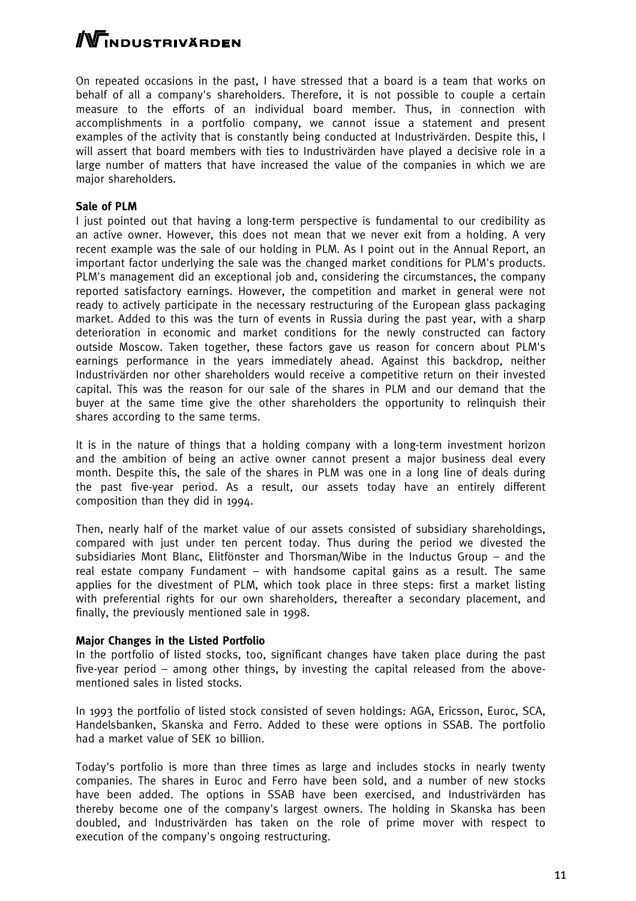On repeated occasions in the past, I have stressed that a board is a team that works on behalf of all a company's shareholders. Therefore, it is not possible to couple a certain measure to the efforts of an individual board member. Thus, in connection with accomplishments in a portfolio company, we cannot issue a statement and present examples of the activity that is constantly being conducted at Industrivärden. Despite this, I will assert that board members with ties to Industrivärden have played a decisive role in a large number of matters that have increased the value of the companies in which we are major shareholders.

**Sale of PLM**

I just pointed out that having a long-term perspective is fundamental to our credibility as an active owner. However, this does not mean that we never exit from a holding. A very recent example was the sale of our holding in PLM. As I point out in the Annual Report, an important factor underlying the sale was the changed market conditions for PLM's products. PLM's management did an exceptional job and, considering the circumstances, the company reported satisfactory earnings. However, the competition and market in general were not ready to actively participate in the necessary restructuring of the European glass packaging market. Added to this was the turn of events in Russia during the past year, with a sharp deterioration in economic and market conditions for the newly constructed can factory outside Moscow. Taken together, these factors gave us reason for concern about PLM's earnings performance in the years immediately ahead. Against this backdrop, neither Industrivärden nor other shareholders would receive a competitive return on their invested capital. This was the reason for our sale of the shares in PLM and our demand that the buyer at the same time give the other shareholders the opportunity to relinquish their shares according to the same terms.

It is in the nature of things that a holding company with a long-term investment horizon and the ambition of being an active owner cannot present a major business deal every month. Despite this, the sale of the shares in PLM was one in a long line of deals during the past five-year period. As a result, our assets today have an entirely different composition than they did in 1994.

Then, nearly half of the market value of our assets consisted of subsidiary shareholdings, compared with just under ten percent today. Thus during the period we divested the subsidiaries Mont Blanc, Elitfönster and Thorsman/Wibe in the Inductus Group – and the real estate company Fundament – with handsome capital gains as a result. The same applies for the divestment of PLM, which took place in three steps: first a market listing with preferential rights for our own shareholders, thereafter a secondary placement, and finally, the previously mentioned sale in 1998.

**Major Changes in the Listed Portfolio**

In the portfolio of listed stocks, too, significant changes have taken place during the past five-year period – among other things, by investing the capital released from the above-mentioned sales in listed stocks.

In 1993 the portfolio of listed stock consisted of seven holdings: AGA, Ericsson, Euroc, SCA, Handelsbanken, Skanska and Ferro. Added to these were options in SSAB. The portfolio had a market value of SEK 10 billion.

Today's portfolio is more than three times as large and includes stocks in nearly twenty companies. The shares in Euroc and Ferro have been sold, and a number of new stocks have been added. The options in SSAB have been exercised, and Industrivärden has thereby become one of the company's largest owners. The holding in Skanska has been doubled, and Industrivärden has taken on the role of prime mover with respect to execution of the company's ongoing restructuring.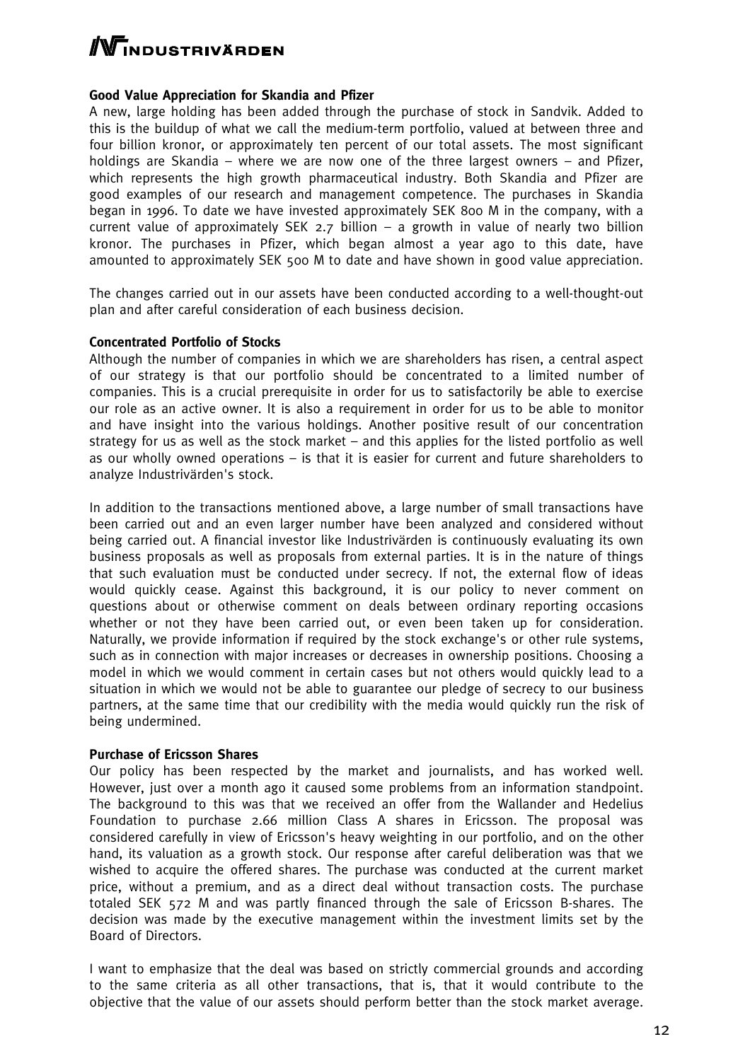### Good Value Appreciation for Skandia and Pfizer

A new, large holding has been added through the purchase of stock in Sandvik. Added to this is the buildup of what we call the medium-term portfolio, valued at between three and four billion kronor, or approximately ten percent of our total assets. The most significant holdings are Skandia – where we are now one of the three largest owners – and Pfizer, which represents the high growth pharmaceutical industry. Both Skandia and Pfizer are good examples of our research and management competence. The purchases in Skandia began in 1996. To date we have invested approximately SEK 800 M in the company, with a current value of approximately SEK 2.7 billion – a growth in value of nearly two billion kronor. The purchases in Pfizer, which began almost a year ago to this date, have amounted to approximately SEK 500 M to date and have shown in good value appreciation.

The changes carried out in our assets have been conducted according to a well-thought-out plan and after careful consideration of each business decision.

### Concentrated Portfolio of Stocks

Although the number of companies in which we are shareholders has risen, a central aspect of our strategy is that our portfolio should be concentrated to a limited number of companies. This is a crucial prerequisite in order for us to satisfactorily be able to exercise our role as an active owner. It is also a requirement in order for us to be able to monitor and have insight into the various holdings. Another positive result of our concentration strategy for us as well as the stock market – and this applies for the listed portfolio as well as our wholly owned operations – is that it is easier for current and future shareholders to analyze Industrivärden's stock.

In addition to the transactions mentioned above, a large number of small transactions have been carried out and an even larger number have been analyzed and considered without being carried out. A financial investor like Industrivärden is continuously evaluating its own business proposals as well as proposals from external parties. It is in the nature of things that such evaluation must be conducted under secrecy. If not, the external flow of ideas would quickly cease. Against this background, it is our policy to never comment on questions about or otherwise comment on deals between ordinary reporting occasions whether or not they have been carried out, or even been taken up for consideration. Naturally, we provide information if required by the stock exchange's or other rule systems, such as in connection with major increases or decreases in ownership positions. Choosing a model in which we would comment in certain cases but not others would quickly lead to a situation in which we would not be able to guarantee our pledge of secrecy to our business partners, at the same time that our credibility with the media would quickly run the risk of being undermined.

### Purchase of Ericsson Shares

Our policy has been respected by the market and journalists, and has worked well. However, just over a month ago it caused some problems from an information standpoint. The background to this was that we received an offer from the Wallander and Hedelius Foundation to purchase 2.66 million Class A shares in Ericsson. The proposal was considered carefully in view of Ericsson's heavy weighting in our portfolio, and on the other hand, its valuation as a growth stock. Our response after careful deliberation was that we wished to acquire the offered shares. The purchase was conducted at the current market price, without a premium, and as a direct deal without transaction costs. The purchase totaled SEK 572 M and was partly financed through the sale of Ericsson B-shares. The decision was made by the executive management within the investment limits set by the Board of Directors.

I want to emphasize that the deal was based on strictly commercial grounds and according to the same criteria as all other transactions, that is, that it would contribute to the objective that the value of our assets should perform better than the stock market average.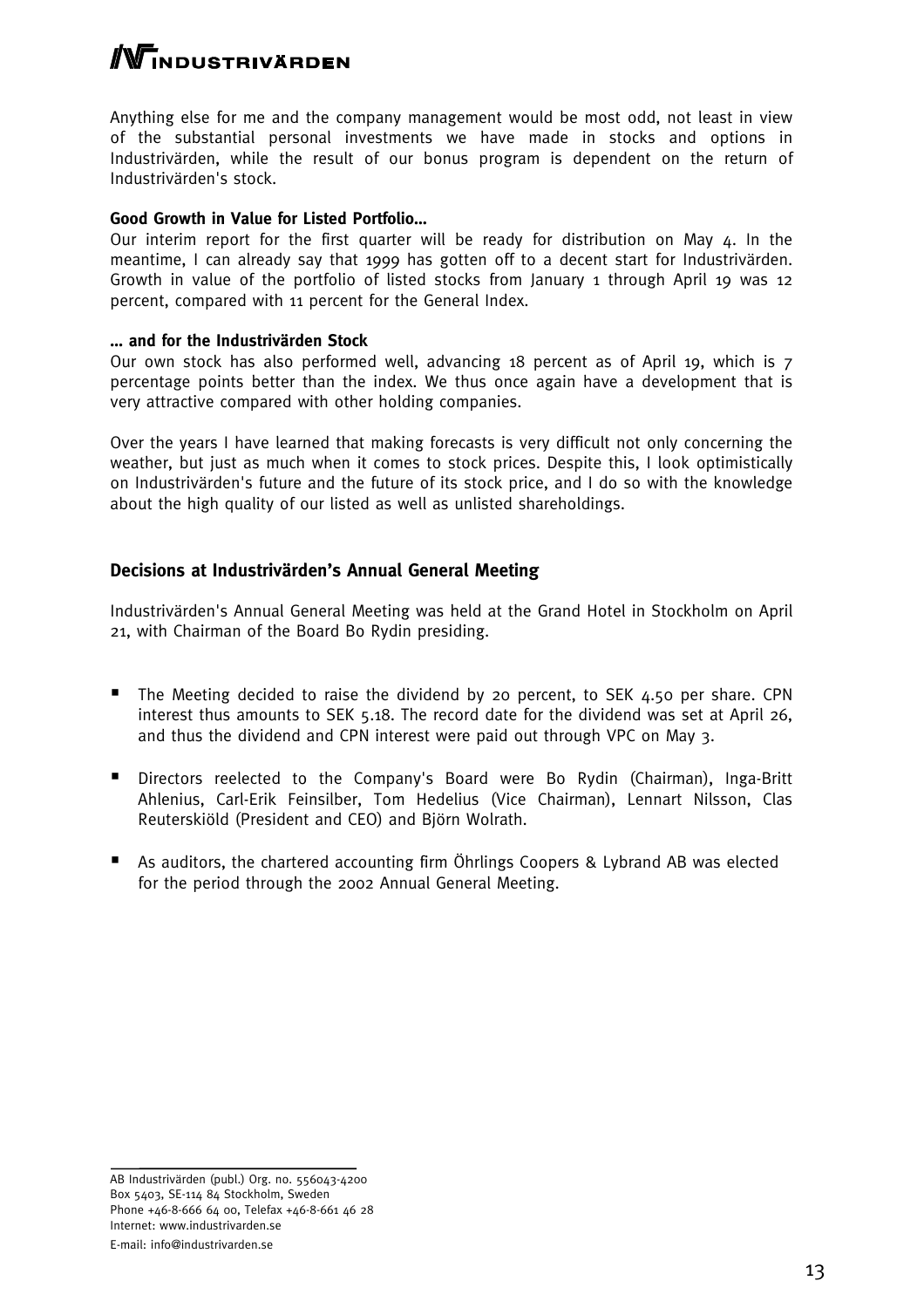Anything else for me and the company management would be most odd, not least in view of the substantial personal investments we have made in stocks and options in Industrivärden, while the result of our bonus program is dependent on the return of Industrivärden's stock.

**Good Growth in Value for Listed Portfolio…**

Our interim report for the first quarter will be ready for distribution on May 4. In the meantime, I can already say that 1999 has gotten off to a decent start for Industrivärden. Growth in value of the portfolio of listed stocks from January 1 through April 19 was 12 percent, compared with 11 percent for the General Index.

**… and for the Industrivärden Stock**

Our own stock has also performed well, advancing 18 percent as of April 19, which is 7 percentage points better than the index. We thus once again have a development that is very attractive compared with other holding companies.

Over the years I have learned that making forecasts is very difficult not only concerning the weather, but just as much when it comes to stock prices. Despite this, I look optimistically on Industrivärden's future and the future of its stock price, and I do so with the knowledge about the high quality of our listed as well as unlisted shareholdings.

## Decisions at Industrivärden's Annual General Meeting

Industrivärden's Annual General Meeting was held at the Grand Hotel in Stockholm on April 21, with Chairman of the Board Bo Rydin presiding.

- The Meeting decided to raise the dividend by 20 percent, to SEK 4.50 per share. CPN interest thus amounts to SEK 5.18. The record date for the dividend was set at April 26, and thus the dividend and CPN interest were paid out through VPC on May 3.
- Directors reelected to the Company's Board were Bo Rydin (Chairman), Inga-Britt Ahlenius, Carl-Erik Feinsilber, Tom Hedelius (Vice Chairman), Lennart Nilsson, Clas Reuterskiöld (President and CEO) and Björn Wolrath.
- As auditors, the chartered accounting firm Öhrlings Coopers & Lybrand AB was elected for the period through the 2002 Annual General Meeting.

AB Industrivärden (publ.) Org. no. 556043-4200
Box 5403, SE-114 84 Stockholm, Sweden
Phone +46-8-666 64 00, Telefax +46-8-661 46 28
Internet: www.industrivarden.se
E-mail: info@industrivarden.se